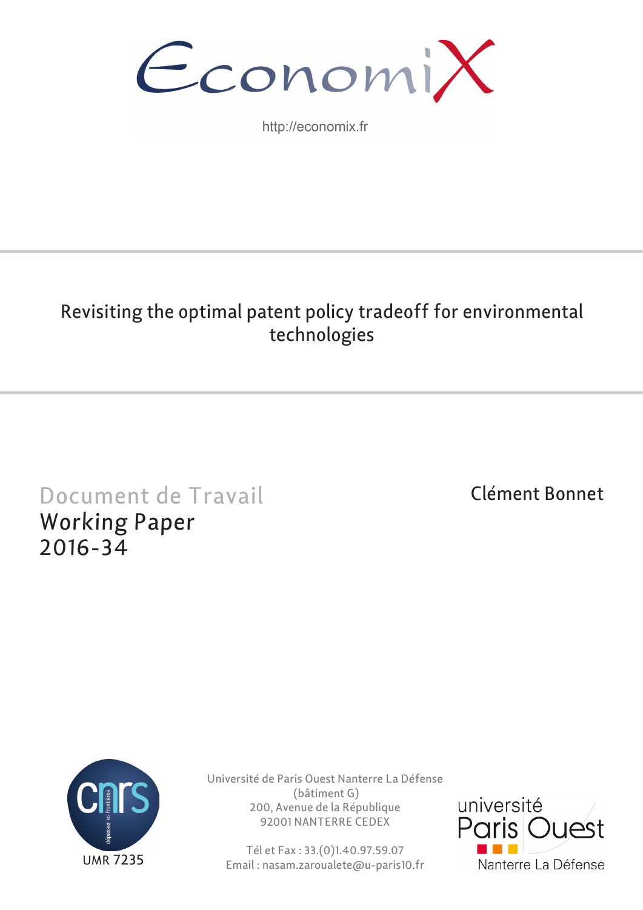EconomiX

http://economix.fr

# Revisiting the optimal patent policy tradeoff for environmental technologies

Document de Travail
Working Paper
2016-34

Clément Bonnet

UMR 7235

Université de Paris Ouest Nanterre La Défense
(bâtiment G)
200, Avenue de la République
92001 NANTERRE CEDEX

Tél et Fax : 33.(0)1.40.97.59.07
Email : nasam.zaroualete@u-paris10.fr

université Paris Ouest Nanterre La Défense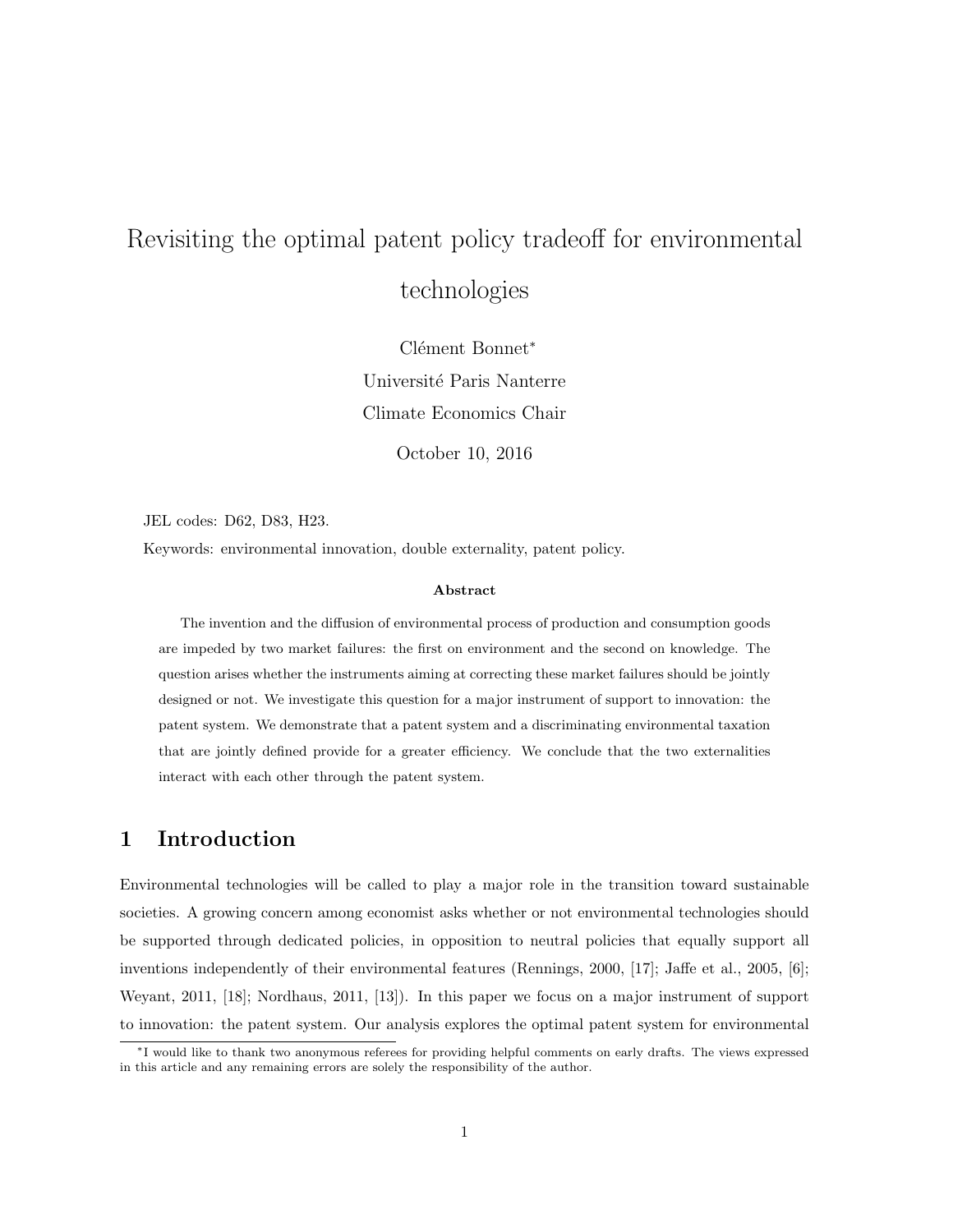# Revisiting the optimal patent policy tradeoff for environmental technologies

Clément Bonnet[*]

Université Paris Nanterre

Climate Economics Chair

October 10, 2016

JEL codes: D62, D83, H23.

Keywords: environmental innovation, double externality, patent policy.

**Abstract**

The invention and the diffusion of environmental process of production and consumption goods are impeded by two market failures: the first on environment and the second on knowledge. The question arises whether the instruments aiming at correcting these market failures should be jointly designed or not. We investigate this question for a major instrument of support to innovation: the patent system. We demonstrate that a patent system and a discriminating environmental taxation that are jointly defined provide for a greater efficiency. We conclude that the two externalities interact with each other through the patent system.

## 1 Introduction

Environmental technologies will be called to play a major role in the transition toward sustainable societies. A growing concern among economist asks whether or not environmental technologies should be supported through dedicated policies, in opposition to neutral policies that equally support all inventions independently of their environmental features (Rennings, 2000, [17]; Jaffe et al., 2005, [6]; Weyant, 2011, [18]; Nordhaus, 2011, [13]). In this paper we focus on a major instrument of support to innovation: the patent system. Our analysis explores the optimal patent system for environmental

[*] I would like to thank two anonymous referees for providing helpful comments on early drafts. The views expressed in this article and any remaining errors are solely the responsibility of the author.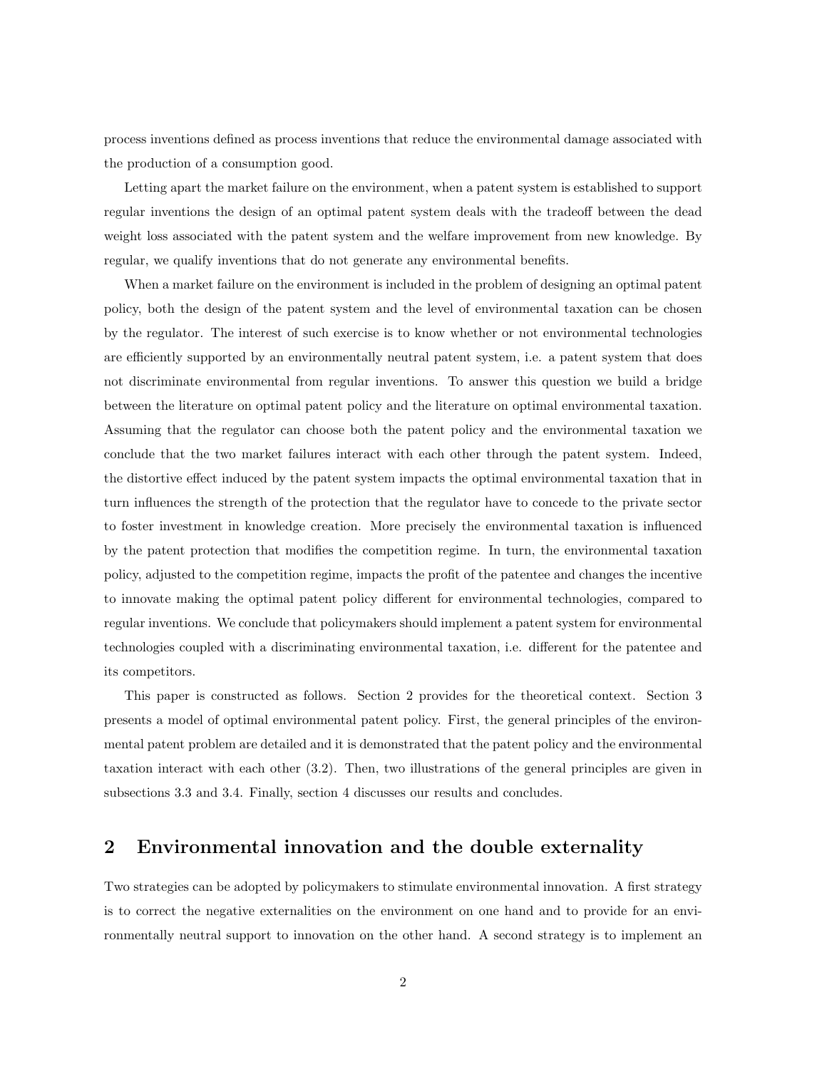process inventions defined as process inventions that reduce the environmental damage associated with the production of a consumption good.

Letting apart the market failure on the environment, when a patent system is established to support regular inventions the design of an optimal patent system deals with the tradeoff between the dead weight loss associated with the patent system and the welfare improvement from new knowledge. By regular, we qualify inventions that do not generate any environmental benefits.

When a market failure on the environment is included in the problem of designing an optimal patent policy, both the design of the patent system and the level of environmental taxation can be chosen by the regulator. The interest of such exercise is to know whether or not environmental technologies are efficiently supported by an environmentally neutral patent system, i.e. a patent system that does not discriminate environmental from regular inventions. To answer this question we build a bridge between the literature on optimal patent policy and the literature on optimal environmental taxation. Assuming that the regulator can choose both the patent policy and the environmental taxation we conclude that the two market failures interact with each other through the patent system. Indeed, the distortive effect induced by the patent system impacts the optimal environmental taxation that in turn influences the strength of the protection that the regulator have to concede to the private sector to foster investment in knowledge creation. More precisely the environmental taxation is influenced by the patent protection that modifies the competition regime. In turn, the environmental taxation policy, adjusted to the competition regime, impacts the profit of the patentee and changes the incentive to innovate making the optimal patent policy different for environmental technologies, compared to regular inventions. We conclude that policymakers should implement a patent system for environmental technologies coupled with a discriminating environmental taxation, i.e. different for the patentee and its competitors.

This paper is constructed as follows. Section 2 provides for the theoretical context. Section 3 presents a model of optimal environmental patent policy. First, the general principles of the environmental patent problem are detailed and it is demonstrated that the patent policy and the environmental taxation interact with each other (3.2). Then, two illustrations of the general principles are given in subsections 3.3 and 3.4. Finally, section 4 discusses our results and concludes.

## 2 Environmental innovation and the double externality

Two strategies can be adopted by policymakers to stimulate environmental innovation. A first strategy is to correct the negative externalities on the environment on one hand and to provide for an environmentally neutral support to innovation on the other hand. A second strategy is to implement an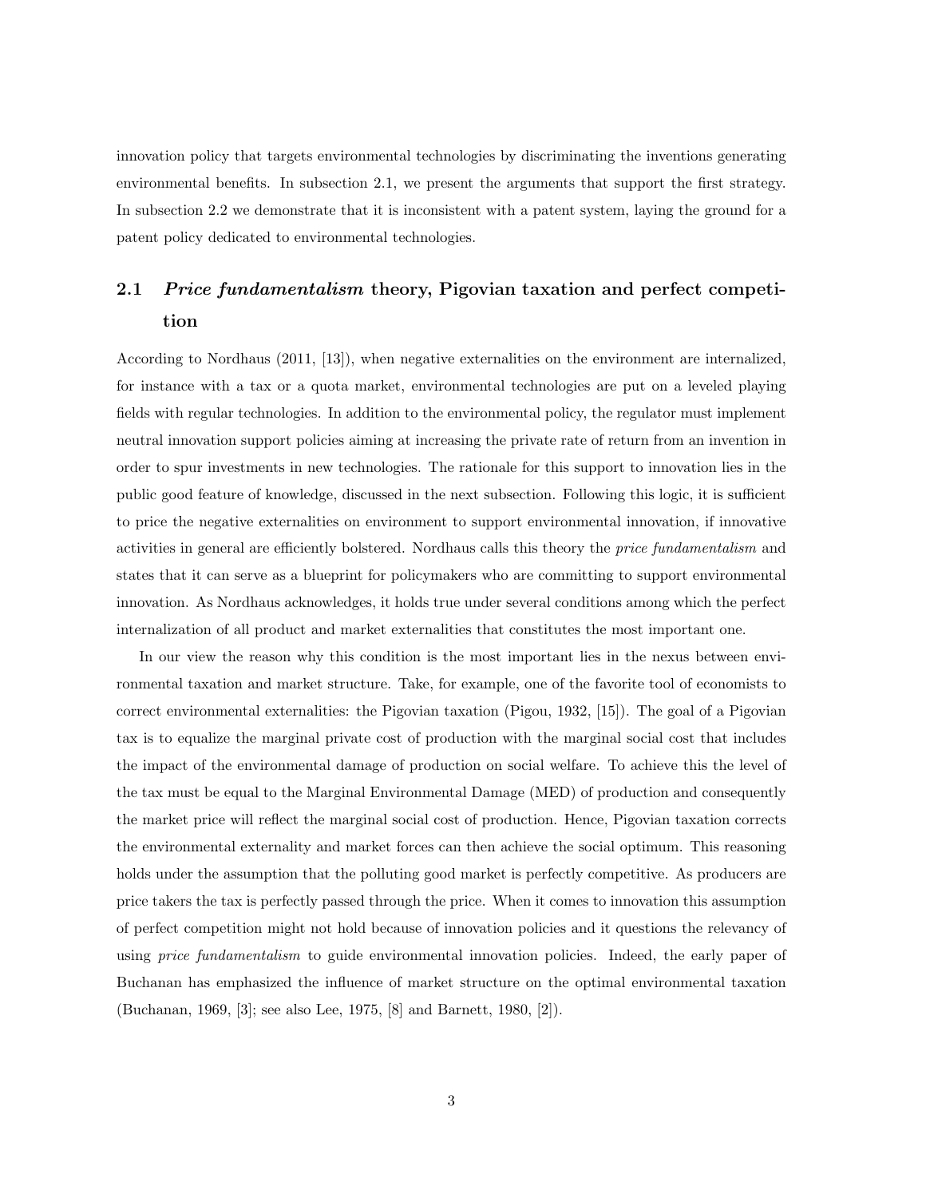innovation policy that targets environmental technologies by discriminating the inventions generating environmental benefits. In subsection 2.1, we present the arguments that support the first strategy. In subsection 2.2 we demonstrate that it is inconsistent with a patent system, laying the ground for a patent policy dedicated to environmental technologies.

## 2.1 *Price fundamentalism* theory, Pigovian taxation and perfect competition

According to Nordhaus (2011, [13]), when negative externalities on the environment are internalized, for instance with a tax or a quota market, environmental technologies are put on a leveled playing fields with regular technologies. In addition to the environmental policy, the regulator must implement neutral innovation support policies aiming at increasing the private rate of return from an invention in order to spur investments in new technologies. The rationale for this support to innovation lies in the public good feature of knowledge, discussed in the next subsection. Following this logic, it is sufficient to price the negative externalities on environment to support environmental innovation, if innovative activities in general are efficiently bolstered. Nordhaus calls this theory the *price fundamentalism* and states that it can serve as a blueprint for policymakers who are committing to support environmental innovation. As Nordhaus acknowledges, it holds true under several conditions among which the perfect internalization of all product and market externalities that constitutes the most important one.

In our view the reason why this condition is the most important lies in the nexus between environmental taxation and market structure. Take, for example, one of the favorite tool of economists to correct environmental externalities: the Pigovian taxation (Pigou, 1932, [15]). The goal of a Pigovian tax is to equalize the marginal private cost of production with the marginal social cost that includes the impact of the environmental damage of production on social welfare. To achieve this the level of the tax must be equal to the Marginal Environmental Damage (MED) of production and consequently the market price will reflect the marginal social cost of production. Hence, Pigovian taxation corrects the environmental externality and market forces can then achieve the social optimum. This reasoning holds under the assumption that the polluting good market is perfectly competitive. As producers are price takers the tax is perfectly passed through the price. When it comes to innovation this assumption of perfect competition might not hold because of innovation policies and it questions the relevancy of using *price fundamentalism* to guide environmental innovation policies. Indeed, the early paper of Buchanan has emphasized the influence of market structure on the optimal environmental taxation (Buchanan, 1969, [3]; see also Lee, 1975, [8] and Barnett, 1980, [2]).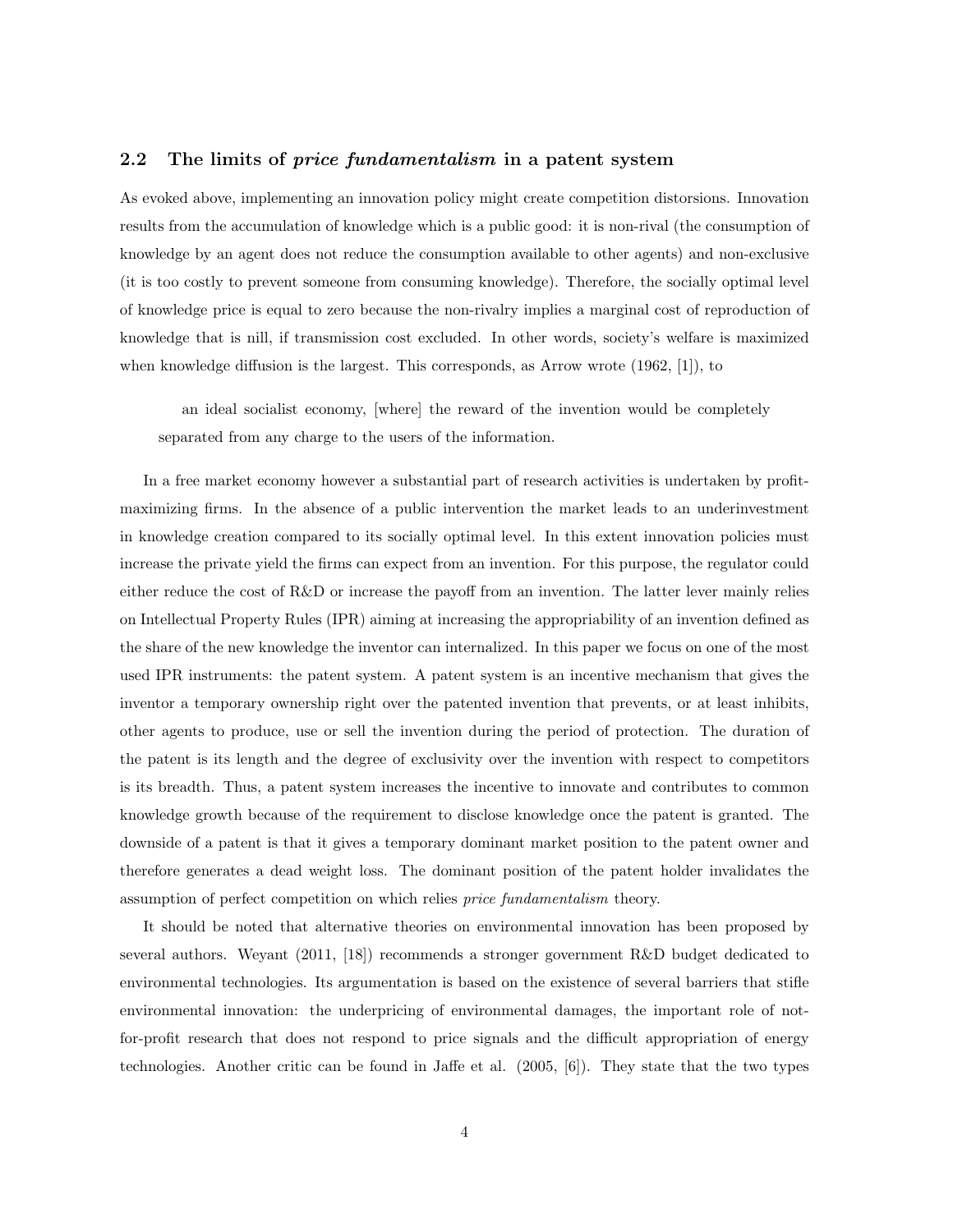## 2.2 The limits of *price fundamentalism* in a patent system

As evoked above, implementing an innovation policy might create competition distorsions. Innovation results from the accumulation of knowledge which is a public good: it is non-rival (the consumption of knowledge by an agent does not reduce the consumption available to other agents) and non-exclusive (it is too costly to prevent someone from consuming knowledge). Therefore, the socially optimal level of knowledge price is equal to zero because the non-rivalry implies a marginal cost of reproduction of knowledge that is nill, if transmission cost excluded. In other words, society's welfare is maximized when knowledge diffusion is the largest. This corresponds, as Arrow wrote (1962, [1]), to

> an ideal socialist economy, [where] the reward of the invention would be completely separated from any charge to the users of the information.

In a free market economy however a substantial part of research activities is undertaken by profit-maximizing firms. In the absence of a public intervention the market leads to an underinvestment in knowledge creation compared to its socially optimal level. In this extent innovation policies must increase the private yield the firms can expect from an invention. For this purpose, the regulator could either reduce the cost of R&D or increase the payoff from an invention. The latter lever mainly relies on Intellectual Property Rules (IPR) aiming at increasing the appropriability of an invention defined as the share of the new knowledge the inventor can internalized. In this paper we focus on one of the most used IPR instruments: the patent system. A patent system is an incentive mechanism that gives the inventor a temporary ownership right over the patented invention that prevents, or at least inhibits, other agents to produce, use or sell the invention during the period of protection. The duration of the patent is its length and the degree of exclusivity over the invention with respect to competitors is its breadth. Thus, a patent system increases the incentive to innovate and contributes to common knowledge growth because of the requirement to disclose knowledge once the patent is granted. The downside of a patent is that it gives a temporary dominant market position to the patent owner and therefore generates a dead weight loss. The dominant position of the patent holder invalidates the assumption of perfect competition on which relies *price fundamentalism* theory.

It should be noted that alternative theories on environmental innovation has been proposed by several authors. Weyant (2011, [18]) recommends a stronger government R&D budget dedicated to environmental technologies. Its argumentation is based on the existence of several barriers that stifle environmental innovation: the underpricing of environmental damages, the important role of not-for-profit research that does not respond to price signals and the difficult appropriation of energy technologies. Another critic can be found in Jaffe et al. (2005, [6]). They state that the two types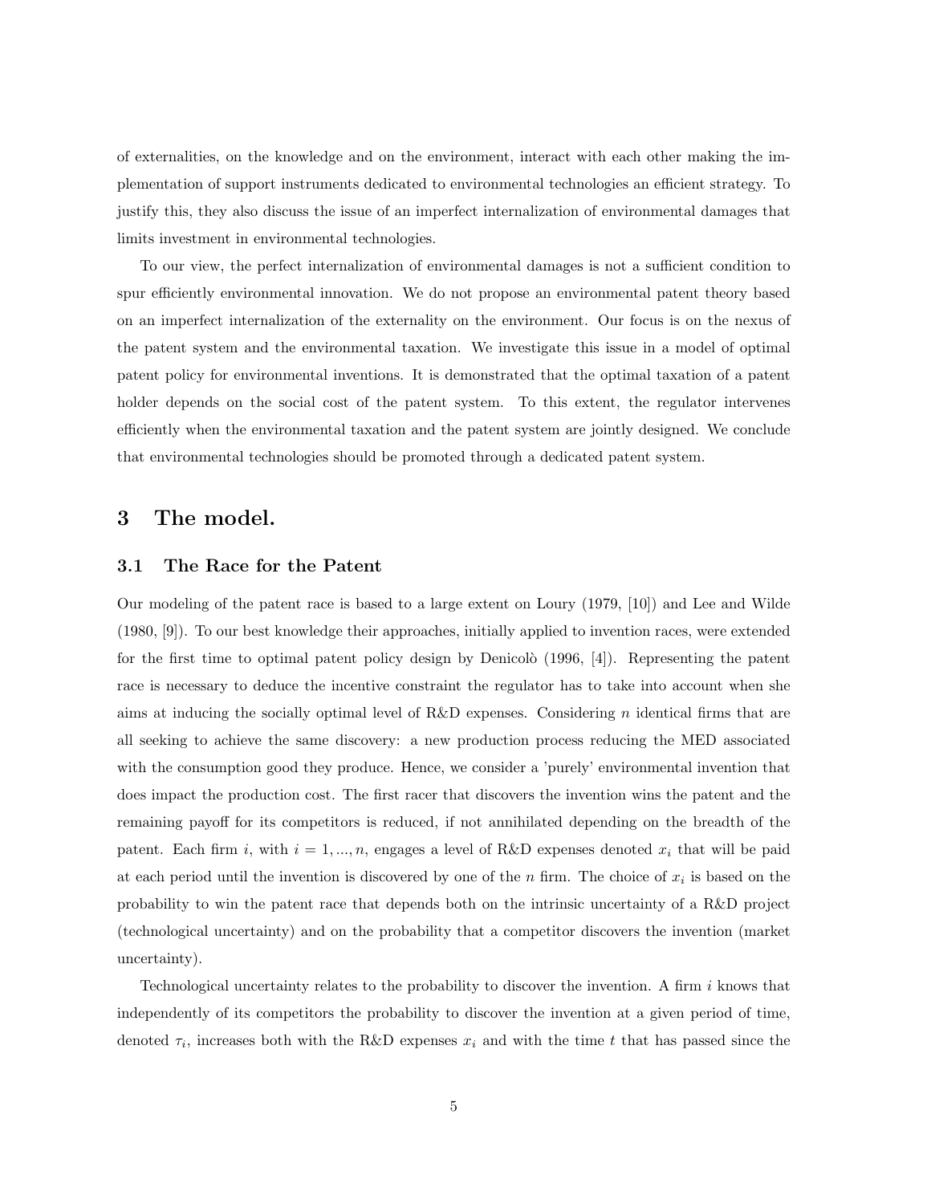of externalities, on the knowledge and on the environment, interact with each other making the implementation of support instruments dedicated to environmental technologies an efficient strategy. To justify this, they also discuss the issue of an imperfect internalization of environmental damages that limits investment in environmental technologies.

To our view, the perfect internalization of environmental damages is not a sufficient condition to spur efficiently environmental innovation. We do not propose an environmental patent theory based on an imperfect internalization of the externality on the environment. Our focus is on the nexus of the patent system and the environmental taxation. We investigate this issue in a model of optimal patent policy for environmental inventions. It is demonstrated that the optimal taxation of a patent holder depends on the social cost of the patent system. To this extent, the regulator intervenes efficiently when the environmental taxation and the patent system are jointly designed. We conclude that environmental technologies should be promoted through a dedicated patent system.

# 3 The model.

## 3.1 The Race for the Patent

Our modeling of the patent race is based to a large extent on Loury (1979, [10]) and Lee and Wilde (1980, [9]). To our best knowledge their approaches, initially applied to invention races, were extended for the first time to optimal patent policy design by Denicolò (1996, [4]). Representing the patent race is necessary to deduce the incentive constraint the regulator has to take into account when she aims at inducing the socially optimal level of R&D expenses. Considering $n$ identical firms that are all seeking to achieve the same discovery: a new production process reducing the MED associated with the consumption good they produce. Hence, we consider a 'purely' environmental invention that does impact the production cost. The first racer that discovers the invention wins the patent and the remaining payoff for its competitors is reduced, if not annihilated depending on the breadth of the patent. Each firm $i$, with $i = 1, ..., n$, engages a level of R&D expenses denoted $x_i$ that will be paid at each period until the invention is discovered by one of the $n$ firm. The choice of $x_i$ is based on the probability to win the patent race that depends both on the intrinsic uncertainty of a R&D project (technological uncertainty) and on the probability that a competitor discovers the invention (market uncertainty).

Technological uncertainty relates to the probability to discover the invention. A firm $i$ knows that independently of its competitors the probability to discover the invention at a given period of time, denoted $\tau_i$, increases both with the R&D expenses $x_i$ and with the time $t$ that has passed since the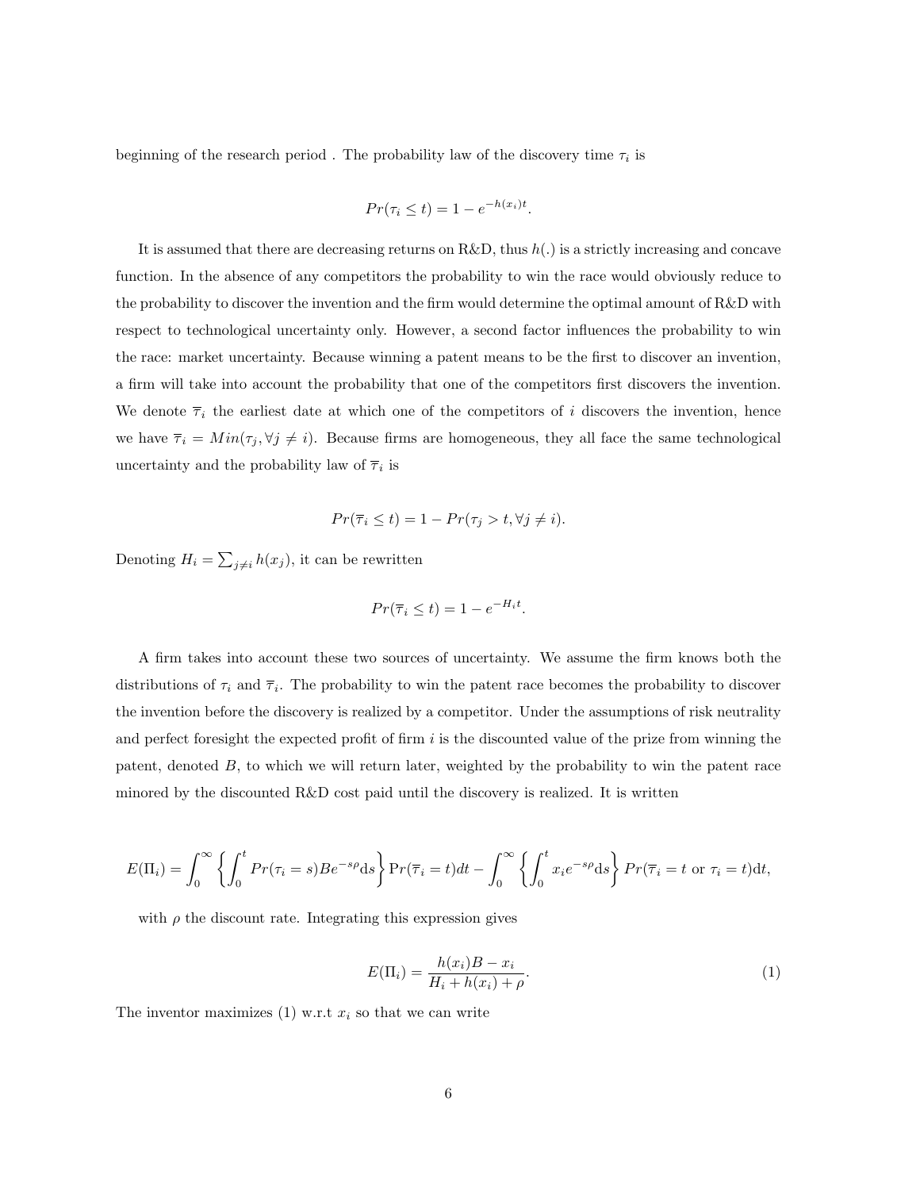beginning of the research period . The probability law of the discovery time $\tau_i$ is

$$Pr(\tau_i \leq t) = 1 - e^{-h(x_i)t}.$$

It is assumed that there are decreasing returns on R&D, thus $h(.)$ is a strictly increasing and concave function. In the absence of any competitors the probability to win the race would obviously reduce to the probability to discover the invention and the firm would determine the optimal amount of R&D with respect to technological uncertainty only. However, a second factor influences the probability to win the race: market uncertainty. Because winning a patent means to be the first to discover an invention, a firm will take into account the probability that one of the competitors first discovers the invention. We denote $\overline{\tau}_i$ the earliest date at which one of the competitors of $i$ discovers the invention, hence we have $\overline{\tau}_i = Min(\tau_j, \forall j \neq i)$. Because firms are homogeneous, they all face the same technological uncertainty and the probability law of $\overline{\tau}_i$ is

$$Pr(\overline{\tau}_i \leq t) = 1 - Pr(\tau_j > t, \forall j \neq i).$$

Denoting $H_i = \sum_{j \neq i} h(x_j)$, it can be rewritten

$$Pr(\overline{\tau}_i \leq t) = 1 - e^{-H_i t}.$$

A firm takes into account these two sources of uncertainty. We assume the firm knows both the distributions of $\tau_i$ and $\overline{\tau}_i$. The probability to win the patent race becomes the probability to discover the invention before the discovery is realized by a competitor. Under the assumptions of risk neutrality and perfect foresight the expected profit of firm $i$ is the discounted value of the prize from winning the patent, denoted $B$, to which we will return later, weighted by the probability to win the patent race minored by the discounted R&D cost paid until the discovery is realized. It is written

$$E(\Pi_i) = \int_0^{\infty} \left\{ \int_0^t Pr(\tau_i = s) B e^{-s\rho} \mathrm{d}s \right\} \mathrm{Pr}(\overline{\tau}_i = t) dt - \int_0^{\infty} \left\{ \int_0^t x_i e^{-s\rho} \mathrm{d}s \right\} Pr(\overline{\tau}_i = t \text{ or } \tau_i = t) \mathrm{d}t,$$

with $\rho$ the discount rate. Integrating this expression gives

$$E(\Pi_i) = \frac{h(x_i)B - x_i}{H_i + h(x_i) + \rho}. \tag{1}$$

The inventor maximizes (1) w.r.t $x_i$ so that we can write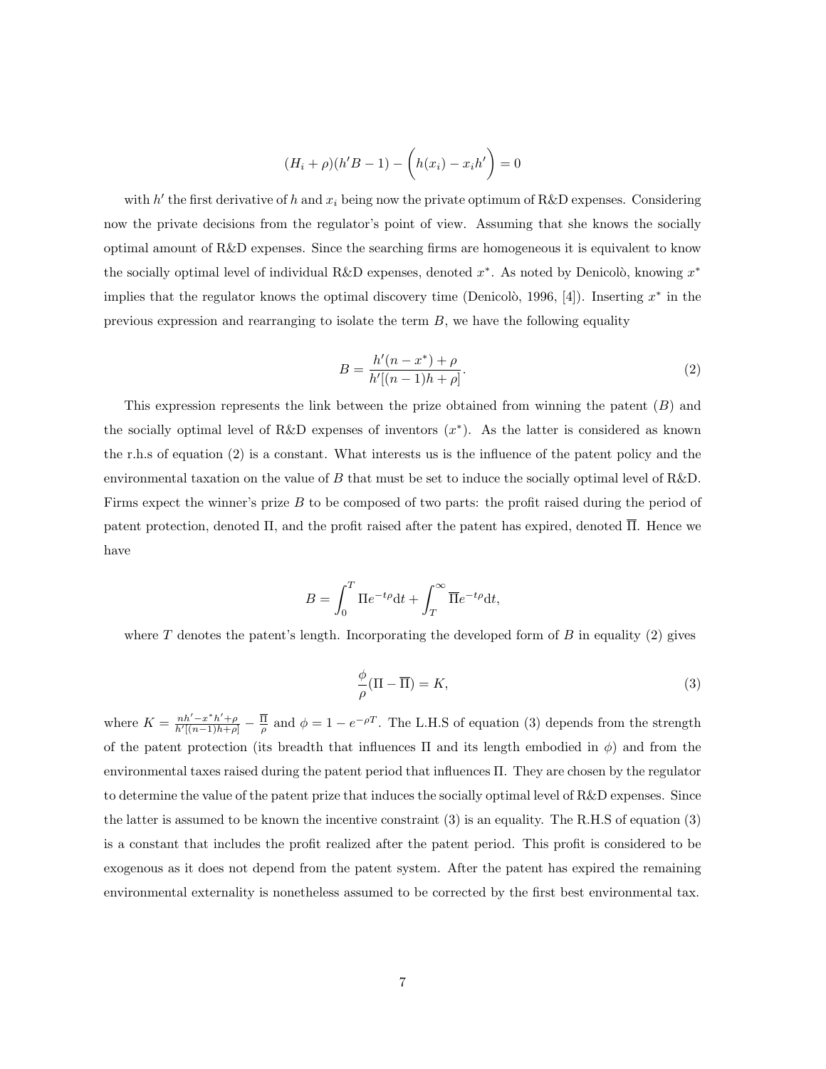$$(H_i + \rho)(h'B - 1) - \left(h(x_i) - x_i h'\right) = 0$$

with $h'$ the first derivative of $h$ and $x_i$ being now the private optimum of R&D expenses. Considering now the private decisions from the regulator's point of view. Assuming that she knows the socially optimal amount of R&D expenses. Since the searching firms are homogeneous it is equivalent to know the socially optimal level of individual R&D expenses, denoted $x^*$. As noted by Denicolò, knowing $x^*$ implies that the regulator knows the optimal discovery time (Denicolò, 1996, [4]). Inserting $x^*$ in the previous expression and rearranging to isolate the term $B$, we have the following equality

$$B = \frac{h'(n - x^*) + \rho}{h'[(n-1)h + \rho]}. \tag{2}$$

This expression represents the link between the prize obtained from winning the patent ($B$) and the socially optimal level of R&D expenses of inventors ($x^*$). As the latter is considered as known the r.h.s of equation (2) is a constant. What interests us is the influence of the patent policy and the environmental taxation on the value of $B$ that must be set to induce the socially optimal level of R&D. Firms expect the winner's prize $B$ to be composed of two parts: the profit raised during the period of patent protection, denoted $\Pi$, and the profit raised after the patent has expired, denoted $\overline{\Pi}$. Hence we have

$$B = \int_0^T \Pi e^{-t\rho} \mathrm{d}t + \int_T^\infty \overline{\Pi} e^{-t\rho} \mathrm{d}t,$$

where $T$ denotes the patent's length. Incorporating the developed form of $B$ in equality (2) gives

$$\frac{\phi}{\rho}(\Pi - \overline{\Pi}) = K, \tag{3}$$

where $K = \frac{nh' - x^* h' + \rho}{h'[(n-1)h + \rho]} - \frac{\overline{\Pi}}{\rho}$ and $\phi = 1 - e^{-\rho T}$. The L.H.S of equation (3) depends from the strength of the patent protection (its breadth that influences $\Pi$ and its length embodied in $\phi$) and from the environmental taxes raised during the patent period that influences $\Pi$. They are chosen by the regulator to determine the value of the patent prize that induces the socially optimal level of R&D expenses. Since the latter is assumed to be known the incentive constraint (3) is an equality. The R.H.S of equation (3) is a constant that includes the profit realized after the patent period. This profit is considered to be exogenous as it does not depend from the patent system. After the patent has expired the remaining environmental externality is nonetheless assumed to be corrected by the first best environmental tax.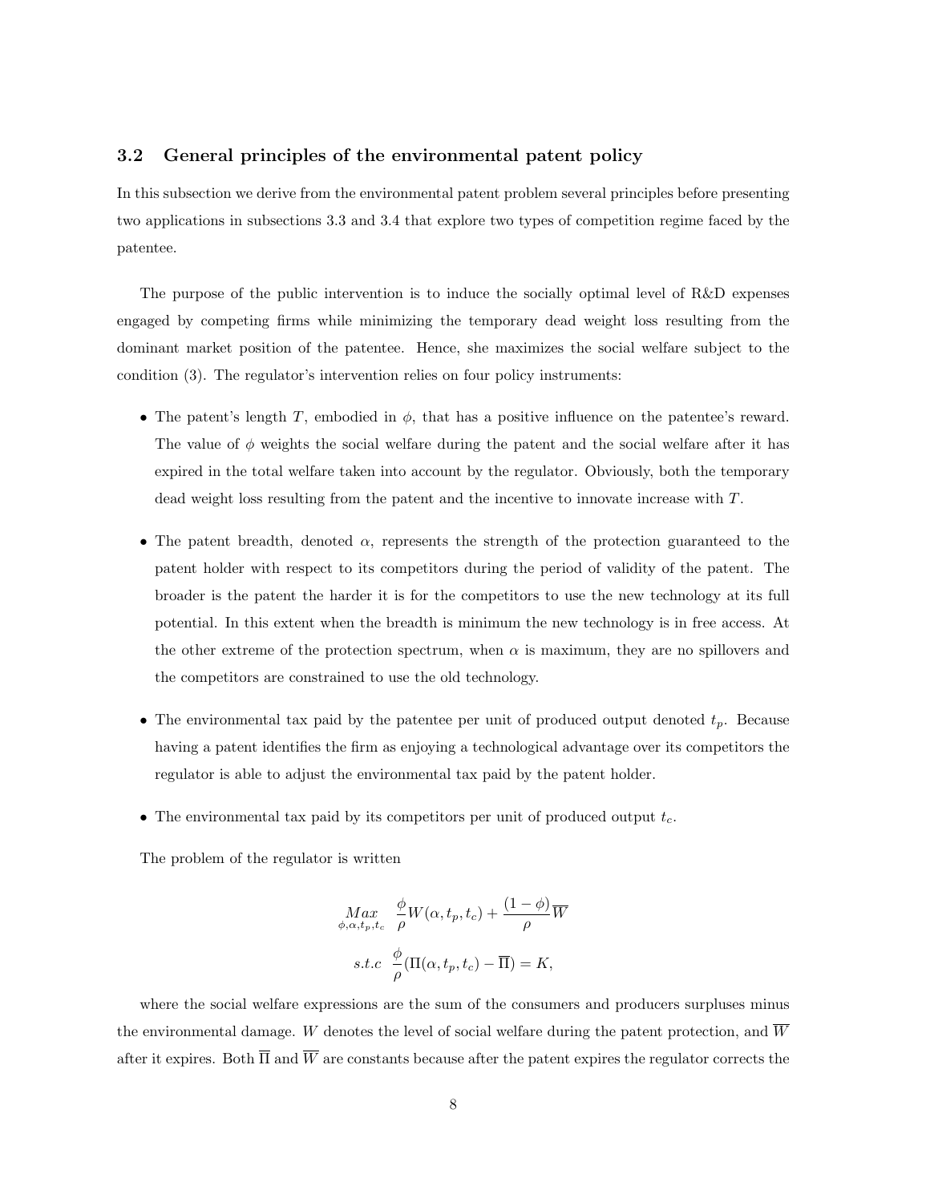### 3.2 General principles of the environmental patent policy

In this subsection we derive from the environmental patent problem several principles before presenting two applications in subsections 3.3 and 3.4 that explore two types of competition regime faced by the patentee.

The purpose of the public intervention is to induce the socially optimal level of R&D expenses engaged by competing firms while minimizing the temporary dead weight loss resulting from the dominant market position of the patentee. Hence, she maximizes the social welfare subject to the condition (3). The regulator's intervention relies on four policy instruments:

- The patent's length $T$, embodied in $\phi$, that has a positive influence on the patentee's reward. The value of $\phi$ weights the social welfare during the patent and the social welfare after it has expired in the total welfare taken into account by the regulator. Obviously, both the temporary dead weight loss resulting from the patent and the incentive to innovate increase with $T$.
- The patent breadth, denoted $\alpha$, represents the strength of the protection guaranteed to the patent holder with respect to its competitors during the period of validity of the patent. The broader is the patent the harder it is for the competitors to use the new technology at its full potential. In this extent when the breadth is minimum the new technology is in free access. At the other extreme of the protection spectrum, when $\alpha$ is maximum, they are no spillovers and the competitors are constrained to use the old technology.
- The environmental tax paid by the patentee per unit of produced output denoted $t_p$. Because having a patent identifies the firm as enjoying a technological advantage over its competitors the regulator is able to adjust the environmental tax paid by the patent holder.
- The environmental tax paid by its competitors per unit of produced output $t_c$.

The problem of the regulator is written

$$\underset{\phi,\alpha,t_p,t_c}{Max} \quad \frac{\phi}{\rho}W(\alpha,t_p,t_c)+\frac{(1-\phi)}{\rho}\overline{W}$$

$$s.t.c \quad \frac{\phi}{\rho}(\Pi(\alpha,t_p,t_c)-\overline{\Pi})=K,$$

where the social welfare expressions are the sum of the consumers and producers surpluses minus the environmental damage. $W$ denotes the level of social welfare during the patent protection, and $\overline{W}$ after it expires. Both $\overline{\Pi}$ and $\overline{W}$ are constants because after the patent expires the regulator corrects the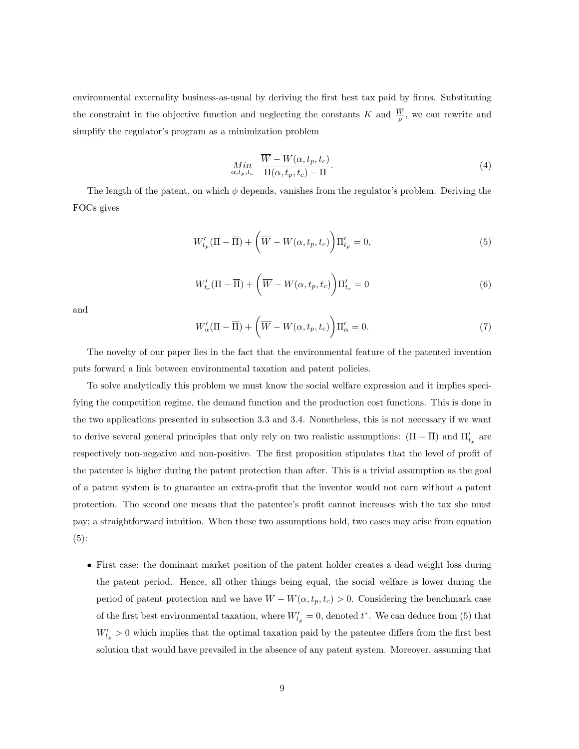environmental externality business-as-usual by deriving the first best tax paid by firms. Substituting the constraint in the objective function and neglecting the constants $K$ and $\frac{\overline{W}}{\rho}$, we can rewrite and simplify the regulator's program as a minimization problem

$$\underset{\alpha,t_p,t_c}{Min} \quad \frac{\overline{W} - W(\alpha, t_p, t_c)}{\Pi(\alpha, t_p, t_c) - \overline{\Pi}}. \tag{4}$$

The length of the patent, on which $\phi$ depends, vanishes from the regulator's problem. Deriving the FOCs gives

$$W'_{t_p}(\Pi - \overline{\Pi}) + \Big(\overline{W} - W(\alpha, t_p, t_c)\Big)\Pi'_{t_p} = 0, \tag{5}$$

$$W'_{t_c}(\Pi - \overline{\Pi}) + \Big(\overline{W} - W(\alpha, t_p, t_c)\Big)\Pi'_{t_c} = 0 \tag{6}$$

and

$$W'_{\alpha}(\Pi - \overline{\Pi}) + \Big(\overline{W} - W(\alpha, t_p, t_c)\Big)\Pi'_{\alpha} = 0. \tag{7}$$

The novelty of our paper lies in the fact that the environmental feature of the patented invention puts forward a link between environmental taxation and patent policies.

To solve analytically this problem we must know the social welfare expression and it implies specifying the competition regime, the demand function and the production cost functions. This is done in the two applications presented in subsection 3.3 and 3.4. Nonetheless, this is not necessary if we want to derive several general principles that only rely on two realistic assumptions: $(\Pi - \overline{\Pi})$ and $\Pi'_{t_p}$ are respectively non-negative and non-positive. The first proposition stipulates that the level of profit of the patentee is higher during the patent protection than after. This is a trivial assumption as the goal of a patent system is to guarantee an extra-profit that the inventor would not earn without a patent protection. The second one means that the patentee's profit cannot increases with the tax she must pay; a straightforward intuition. When these two assumptions hold, two cases may arise from equation (5):

- First case: the dominant market position of the patent holder creates a dead weight loss during the patent period. Hence, all other things being equal, the social welfare is lower during the period of patent protection and we have $\overline{W} - W(\alpha, t_p, t_c) > 0$. Considering the benchmark case of the first best environmental taxation, where $W'_{t_p} = 0$, denoted $t^*$. We can deduce from (5) that $W'_{t_p} > 0$ which implies that the optimal taxation paid by the patentee differs from the first best solution that would have prevailed in the absence of any patent system. Moreover, assuming that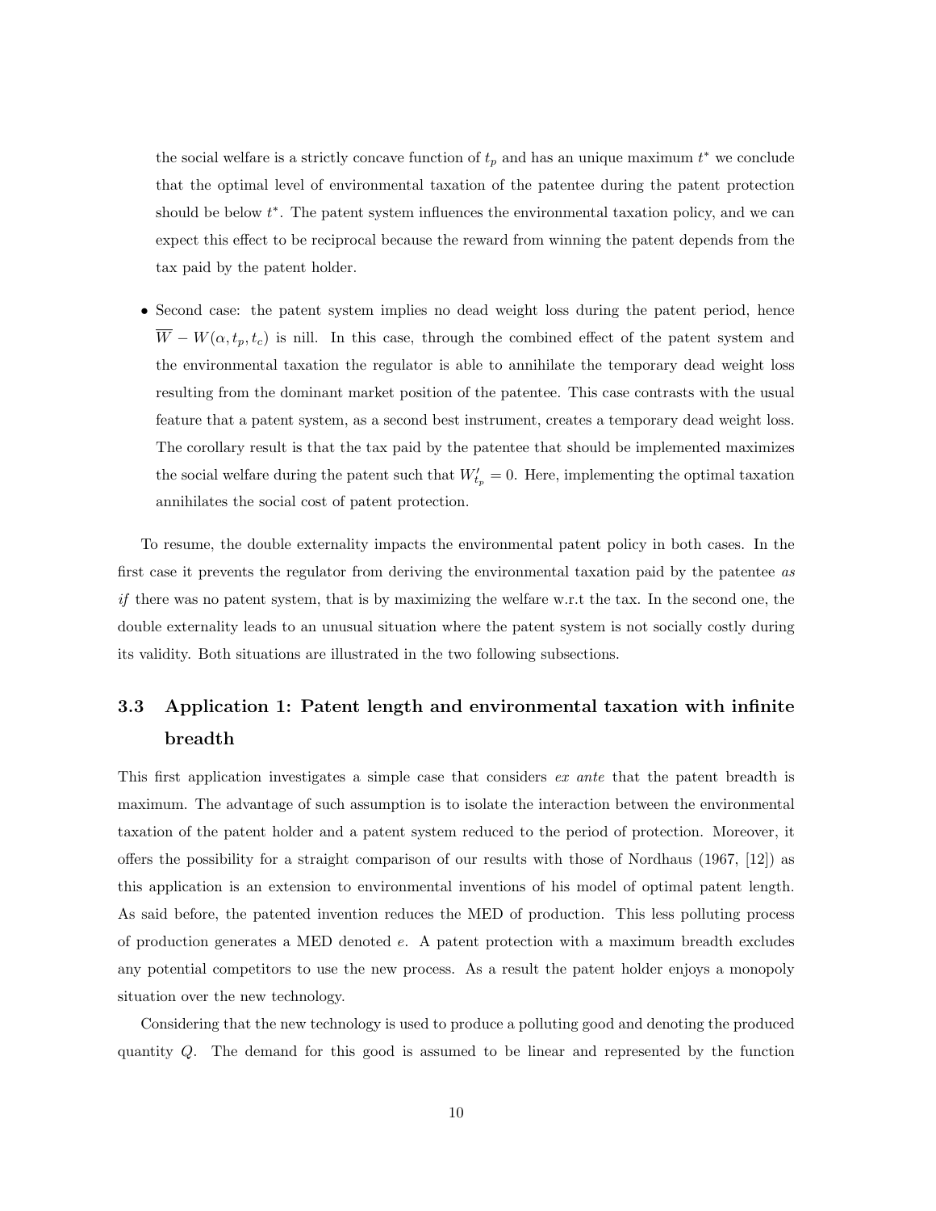the social welfare is a strictly concave function of $t_p$ and has an unique maximum $t^*$ we conclude that the optimal level of environmental taxation of the patentee during the patent protection should be below $t^*$. The patent system influences the environmental taxation policy, and we can expect this effect to be reciprocal because the reward from winning the patent depends from the tax paid by the patent holder.

- Second case: the patent system implies no dead weight loss during the patent period, hence $\overline{W} - W(\alpha, t_p, t_c)$ is nill. In this case, through the combined effect of the patent system and the environmental taxation the regulator is able to annihilate the temporary dead weight loss resulting from the dominant market position of the patentee. This case contrasts with the usual feature that a patent system, as a second best instrument, creates a temporary dead weight loss. The corollary result is that the tax paid by the patentee that should be implemented maximizes the social welfare during the patent such that $W'_{t_p} = 0$. Here, implementing the optimal taxation annihilates the social cost of patent protection.

To resume, the double externality impacts the environmental patent policy in both cases. In the first case it prevents the regulator from deriving the environmental taxation paid by the patentee *as if* there was no patent system, that is by maximizing the welfare w.r.t the tax. In the second one, the double externality leads to an unusual situation where the patent system is not socially costly during its validity. Both situations are illustrated in the two following subsections.

### 3.3 Application 1: Patent length and environmental taxation with infinite breadth

This first application investigates a simple case that considers *ex ante* that the patent breadth is maximum. The advantage of such assumption is to isolate the interaction between the environmental taxation of the patent holder and a patent system reduced to the period of protection. Moreover, it offers the possibility for a straight comparison of our results with those of Nordhaus (1967, [12]) as this application is an extension to environmental inventions of his model of optimal patent length. As said before, the patented invention reduces the MED of production. This less polluting process of production generates a MED denoted $e$. A patent protection with a maximum breadth excludes any potential competitors to use the new process. As a result the patent holder enjoys a monopoly situation over the new technology.

Considering that the new technology is used to produce a polluting good and denoting the produced quantity $Q$. The demand for this good is assumed to be linear and represented by the function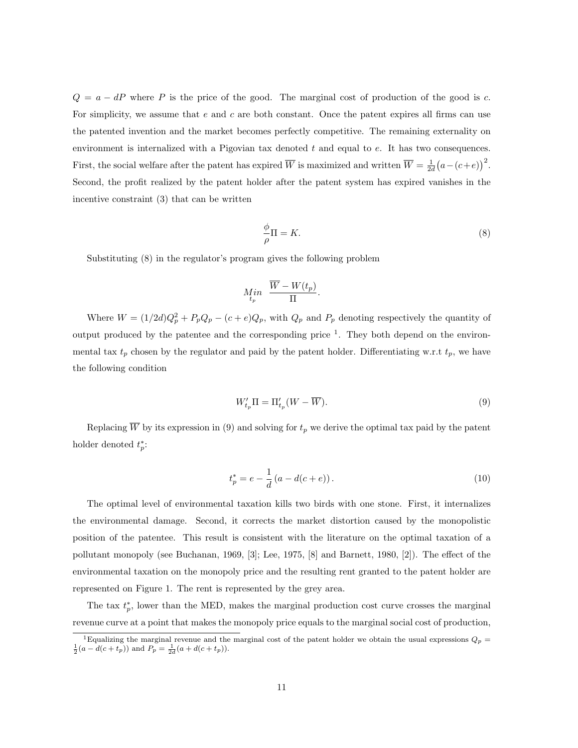$Q = a - dP$ where $P$ is the price of the good. The marginal cost of production of the good is $c$. For simplicity, we assume that $e$ and $c$ are both constant. Once the patent expires all firms can use the patented invention and the market becomes perfectly competitive. The remaining externality on environment is internalized with a Pigovian tax denoted $t$ and equal to $e$. It has two consequences. First, the social welfare after the patent has expired $\overline{W}$ is maximized and written $\overline{W} = \frac{1}{2d}\big(a-(c+e)\big)^2$. Second, the profit realized by the patent holder after the patent system has expired vanishes in the incentive constraint (3) that can be written

$$\frac{\phi}{\rho}\Pi = K. \tag{8}$$

Substituting (8) in the regulator's program gives the following problem

$$\underset{t_p}{Min} \ \ \frac{\overline{W} - W(t_p)}{\Pi}.$$

Where $W = (1/2d)Q_p^2 + P_pQ_p - (c+e)Q_p$, with $Q_p$ and $P_p$ denoting respectively the quantity of output produced by the patentee and the corresponding price [1]. They both depend on the environmental tax $t_p$ chosen by the regulator and paid by the patent holder. Differentiating w.r.t $t_p$, we have the following condition

$$W'_{t_p}\Pi = \Pi'_{t_p}(W - \overline{W}). \tag{9}$$

Replacing $\overline{W}$ by its expression in (9) and solving for $t_p$ we derive the optimal tax paid by the patent holder denoted $t_p^*$:

$$t_p^* = e - \frac{1}{d}\left(a - d(c+e)\right). \tag{10}$$

The optimal level of environmental taxation kills two birds with one stone. First, it internalizes the environmental damage. Second, it corrects the market distortion caused by the monopolistic position of the patentee. This result is consistent with the literature on the optimal taxation of a pollutant monopoly (see Buchanan, 1969, [3]; Lee, 1975, [8] and Barnett, 1980, [2]). The effect of the environmental taxation on the monopoly price and the resulting rent granted to the patent holder are represented on Figure 1. The rent is represented by the grey area.

The tax $t_p^*$, lower than the MED, makes the marginal production cost curve crosses the marginal revenue curve at a point that makes the monopoly price equals to the marginal social cost of production,

[1] Equalizing the marginal revenue and the marginal cost of the patent holder we obtain the usual expressions $Q_p = \frac{1}{2}(a - d(c+t_p))$ and $P_p = \frac{1}{2d}(a + d(c+t_p))$.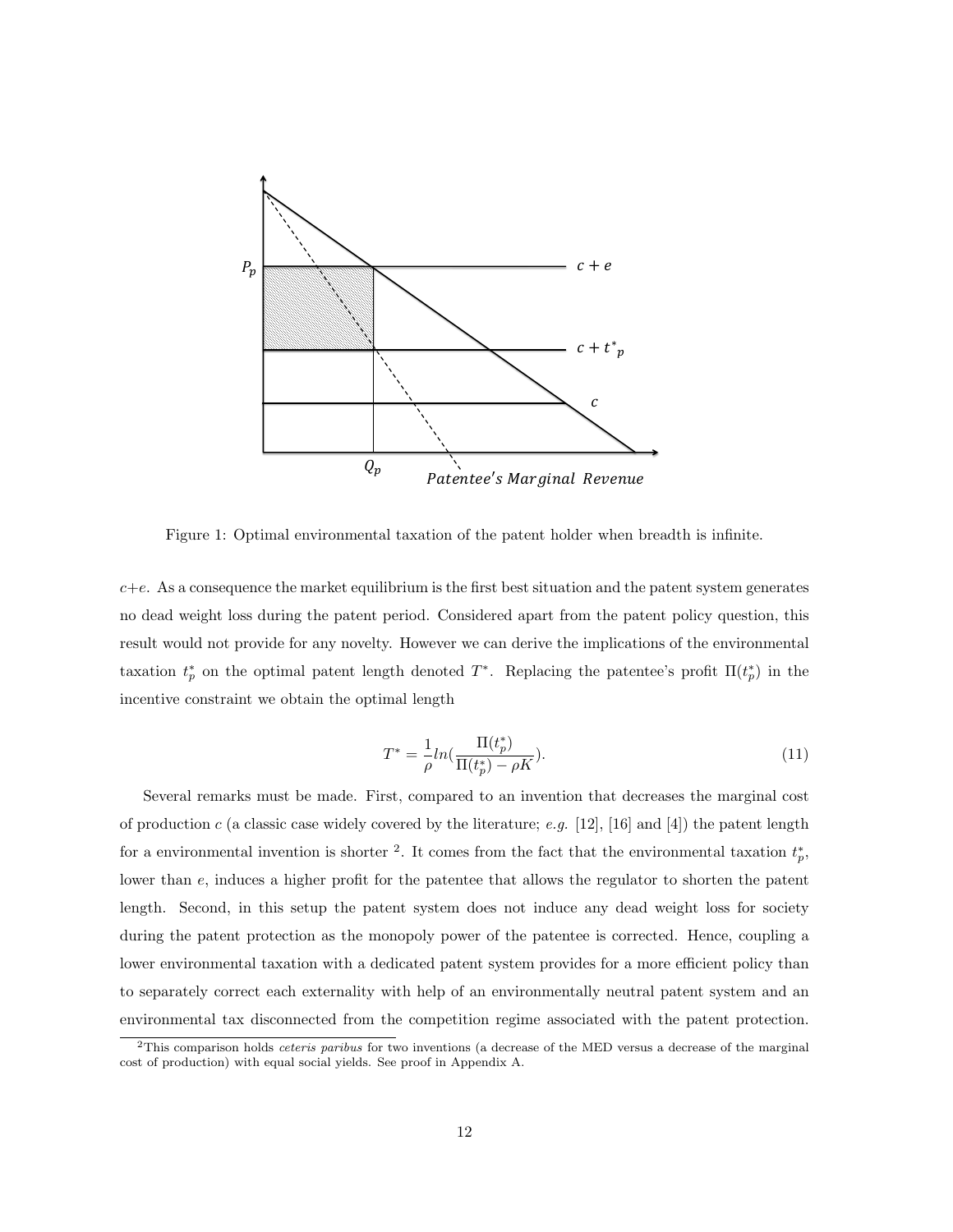Figure 1: Optimal environmental taxation of the patent holder when breadth is infinite.

$c+e$. As a consequence the market equilibrium is the first best situation and the patent system generates no dead weight loss during the patent period. Considered apart from the patent policy question, this result would not provide for any novelty. However we can derive the implications of the environmental taxation $t_p^*$ on the optimal patent length denoted $T^*$. Replacing the patentee's profit $\Pi(t_p^*)$ in the incentive constraint we obtain the optimal length

$$T^* = \frac{1}{\rho} ln(\frac{\Pi(t_p^*)}{\Pi(t_p^*) - \rho K}). \tag{11}$$

Several remarks must be made. First, compared to an invention that decreases the marginal cost of production $c$ (a classic case widely covered by the literature; *e.g.* [12], [16] and [4]) the patent length for a environmental invention is shorter [2]. It comes from the fact that the environmental taxation $t_p^*$, lower than $e$, induces a higher profit for the patentee that allows the regulator to shorten the patent length. Second, in this setup the patent system does not induce any dead weight loss for society during the patent protection as the monopoly power of the patentee is corrected. Hence, coupling a lower environmental taxation with a dedicated patent system provides for a more efficient policy than to separately correct each externality with help of an environmentally neutral patent system and an environmental tax disconnected from the competition regime associated with the patent protection.

[2] This comparison holds *ceteris paribus* for two inventions (a decrease of the MED versus a decrease of the marginal cost of production) with equal social yields. See proof in Appendix A.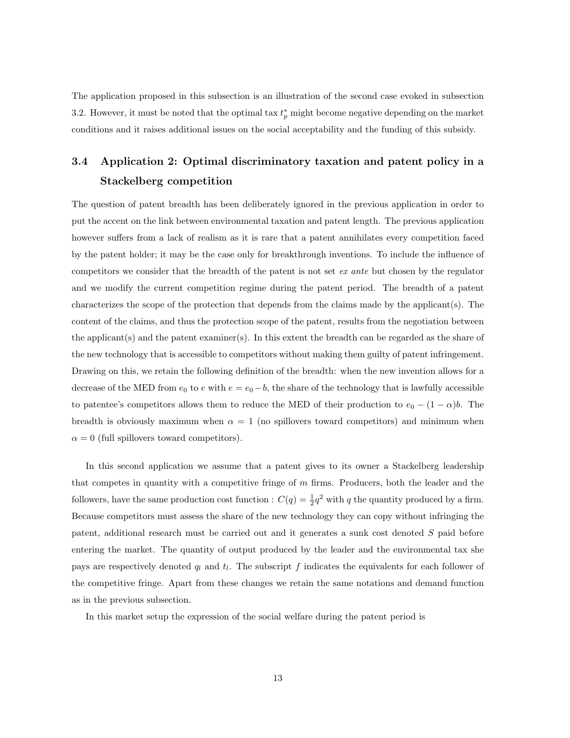The application proposed in this subsection is an illustration of the second case evoked in subsection 3.2. However, it must be noted that the optimal tax $t_p^*$ might become negative depending on the market conditions and it raises additional issues on the social acceptability and the funding of this subsidy.

### 3.4 Application 2: Optimal discriminatory taxation and patent policy in a Stackelberg competition

The question of patent breadth has been deliberately ignored in the previous application in order to put the accent on the link between environmental taxation and patent length. The previous application however suffers from a lack of realism as it is rare that a patent annihilates every competition faced by the patent holder; it may be the case only for breakthrough inventions. To include the influence of competitors we consider that the breadth of the patent is not set *ex ante* but chosen by the regulator and we modify the current competition regime during the patent period. The breadth of a patent characterizes the scope of the protection that depends from the claims made by the applicant(s). The content of the claims, and thus the protection scope of the patent, results from the negotiation between the applicant(s) and the patent examiner(s). In this extent the breadth can be regarded as the share of the new technology that is accessible to competitors without making them guilty of patent infringement. Drawing on this, we retain the following definition of the breadth: when the new invention allows for a decrease of the MED from $e_0$ to $e$ with $e = e_0 - b$, the share of the technology that is lawfully accessible to patentee's competitors allows them to reduce the MED of their production to $e_0 - (1 - \alpha)b$. The breadth is obviously maximum when $\alpha = 1$ (no spillovers toward competitors) and minimum when $\alpha = 0$ (full spillovers toward competitors).

In this second application we assume that a patent gives to its owner a Stackelberg leadership that competes in quantity with a competitive fringe of $m$ firms. Producers, both the leader and the followers, have the same production cost function : $C(q) = \frac{1}{2}q^2$ with $q$ the quantity produced by a firm. Because competitors must assess the share of the new technology they can copy without infringing the patent, additional research must be carried out and it generates a sunk cost denoted $S$ paid before entering the market. The quantity of output produced by the leader and the environmental tax she pays are respectively denoted $q_l$ and $t_l$. The subscript $f$ indicates the equivalents for each follower of the competitive fringe. Apart from these changes we retain the same notations and demand function as in the previous subsection.

In this market setup the expression of the social welfare during the patent period is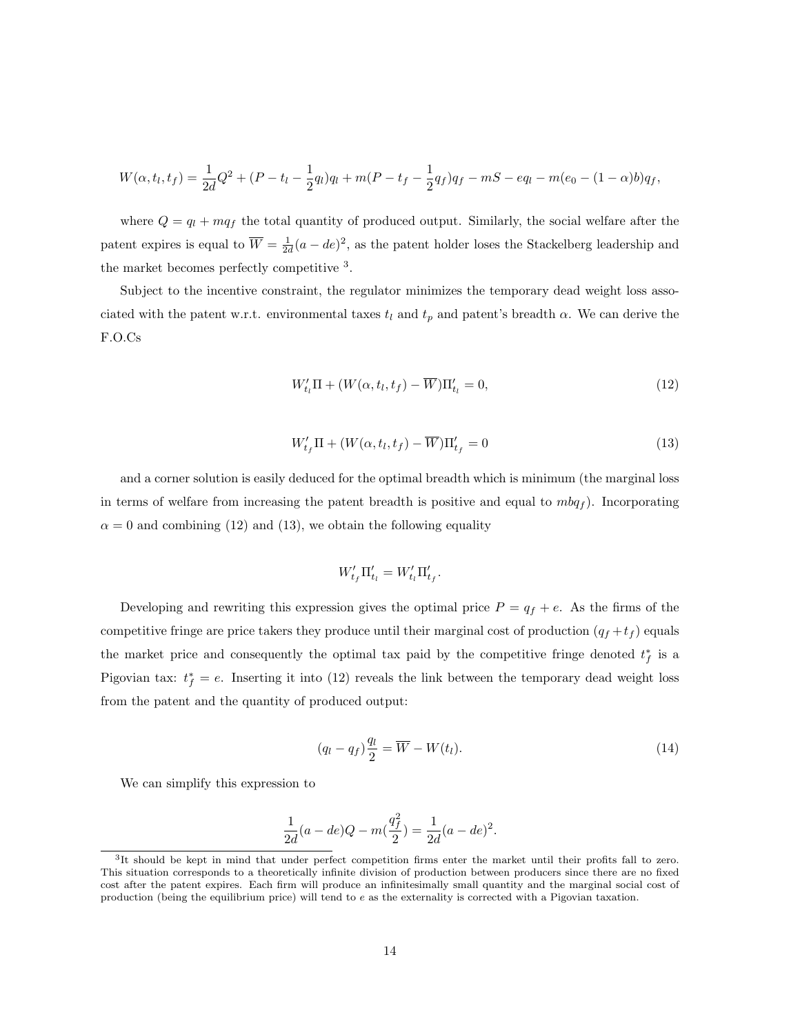$$W(\alpha, t_l, t_f) = \frac{1}{2d}Q^2 + (P - t_l - \frac{1}{2}q_l)q_l + m(P - t_f - \frac{1}{2}q_f)q_f - mS - eq_l - m(e_0 - (1-\alpha)b)q_f,$$

where $Q = q_l + mq_f$ the total quantity of produced output. Similarly, the social welfare after the patent expires is equal to $\overline{W} = \frac{1}{2d}(a - de)^2$, as the patent holder loses the Stackelberg leadership and the market becomes perfectly competitive [3].

Subject to the incentive constraint, the regulator minimizes the temporary dead weight loss associated with the patent w.r.t. environmental taxes $t_l$ and $t_p$ and patent's breadth $\alpha$. We can derive the F.O.Cs

$$W'_{t_l}\Pi + (W(\alpha, t_l, t_f) - \overline{W})\Pi'_{t_l} = 0, \tag{12}$$

$$W'_{t_f}\Pi + (W(\alpha, t_l, t_f) - \overline{W})\Pi'_{t_f} = 0 \tag{13}$$

and a corner solution is easily deduced for the optimal breadth which is minimum (the marginal loss in terms of welfare from increasing the patent breadth is positive and equal to $mbq_f$). Incorporating $\alpha = 0$ and combining (12) and (13), we obtain the following equality

$$W'_{t_f}\Pi'_{t_l} = W'_{t_l}\Pi'_{t_f}.$$

Developing and rewriting this expression gives the optimal price $P = q_f + e$. As the firms of the competitive fringe are price takers they produce until their marginal cost of production ($q_f + t_f$) equals the market price and consequently the optimal tax paid by the competitive fringe denoted $t^*_f$ is a Pigovian tax: $t^*_f = e$. Inserting it into (12) reveals the link between the temporary dead weight loss from the patent and the quantity of produced output:

$$(q_l - q_f)\frac{q_l}{2} = \overline{W} - W(t_l). \tag{14}$$

We can simplify this expression to

$$\frac{1}{2d}(a - de)Q - m(\frac{q_f^2}{2}) = \frac{1}{2d}(a - de)^2.$$

[3] It should be kept in mind that under perfect competition firms enter the market until their profits fall to zero. This situation corresponds to a theoretically infinite division of production between producers since there are no fixed cost after the patent expires. Each firm will produce an infinitesimally small quantity and the marginal social cost of production (being the equilibrium price) will tend to $e$ as the externality is corrected with a Pigovian taxation.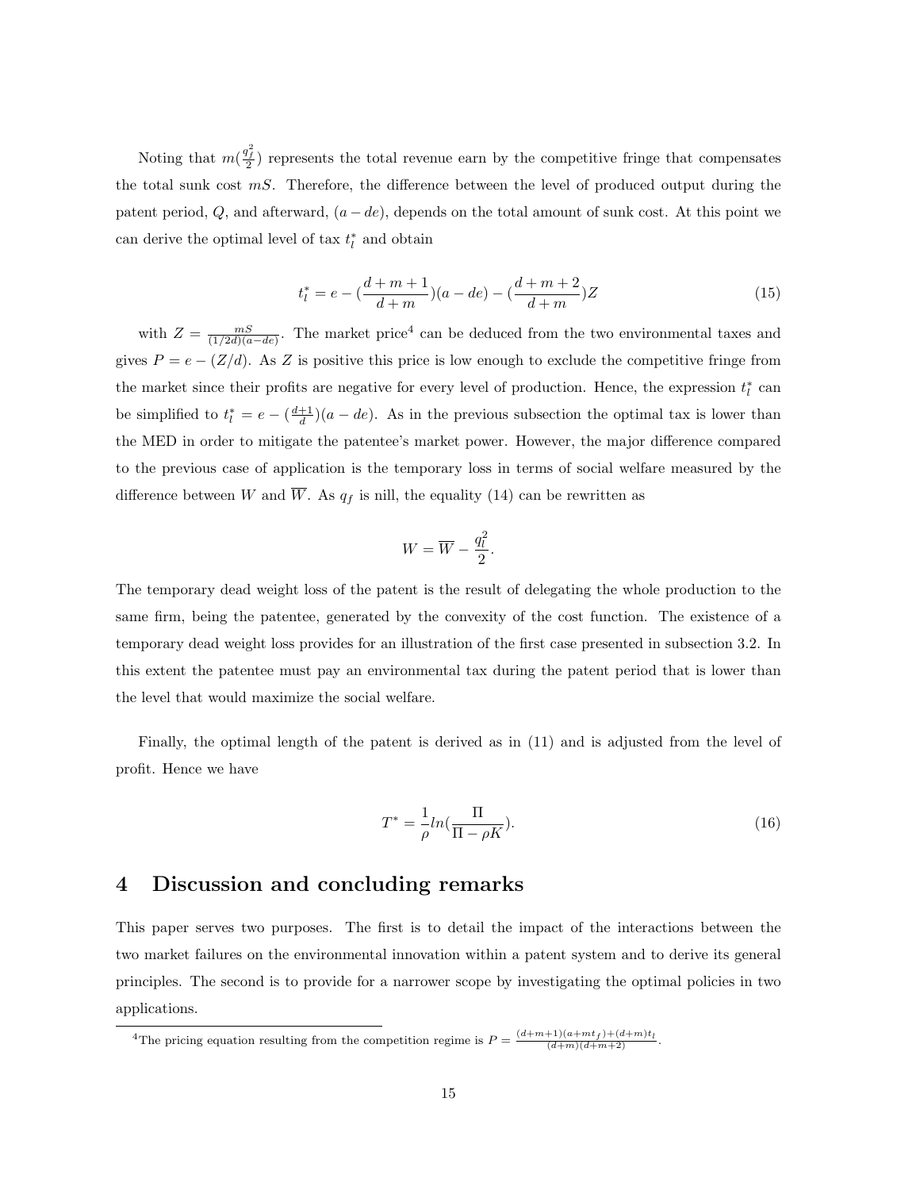Noting that $m(\frac{q_f^2}{2})$ represents the total revenue earn by the competitive fringe that compensates the total sunk cost $mS$. Therefore, the difference between the level of produced output during the patent period, $Q$, and afterward, $(a - de)$, depends on the total amount of sunk cost. At this point we can derive the optimal level of tax $t_l^*$ and obtain

$$t_l^* = e - (\frac{d+m+1}{d+m})(a-de) - (\frac{d+m+2}{d+m})Z \tag{15}$$

with $Z = \frac{mS}{(1/2d)(a-de)}$. The market price[4] can be deduced from the two environmental taxes and gives $P = e - (Z/d)$. As $Z$ is positive this price is low enough to exclude the competitive fringe from the market since their profits are negative for every level of production. Hence, the expression $t_l^*$ can be simplified to $t_l^* = e - (\frac{d+1}{d})(a - de)$. As in the previous subsection the optimal tax is lower than the MED in order to mitigate the patentee's market power. However, the major difference compared to the previous case of application is the temporary loss in terms of social welfare measured by the difference between $W$ and $\overline{W}$. As $q_f$ is nill, the equality (14) can be rewritten as

$$W = \overline{W} - \frac{q_l^2}{2}.$$

The temporary dead weight loss of the patent is the result of delegating the whole production to the same firm, being the patentee, generated by the convexity of the cost function. The existence of a temporary dead weight loss provides for an illustration of the first case presented in subsection 3.2. In this extent the patentee must pay an environmental tax during the patent period that is lower than the level that would maximize the social welfare.

Finally, the optimal length of the patent is derived as in (11) and is adjusted from the level of profit. Hence we have

$$T^* = \frac{1}{\rho} ln(\frac{\Pi}{\Pi - \rho K}). \tag{16}$$

# 4 Discussion and concluding remarks

This paper serves two purposes. The first is to detail the impact of the interactions between the two market failures on the environmental innovation within a patent system and to derive its general principles. The second is to provide for a narrower scope by investigating the optimal policies in two applications.

[4]The pricing equation resulting from the competition regime is $P = \frac{(d+m+1)(a+mt_f)+(d+m)t_l}{(d+m)(d+m+2)}$.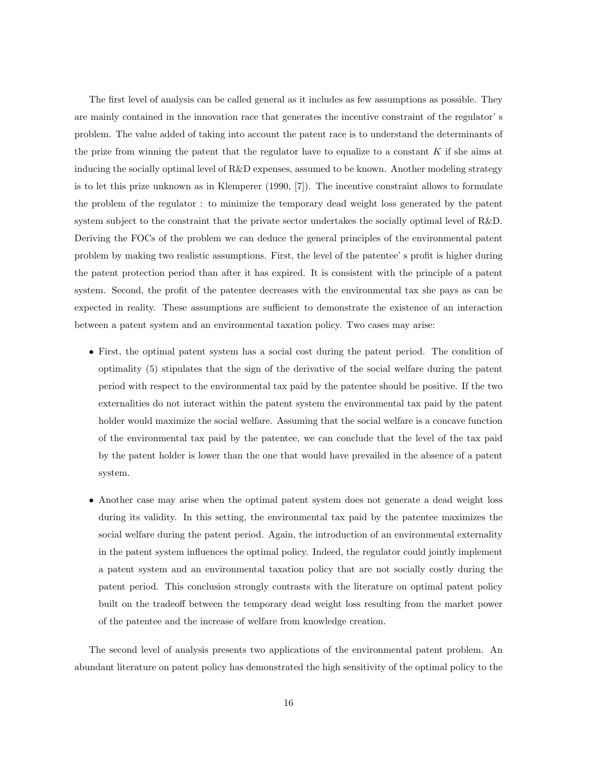The first level of analysis can be called general as it includes as few assumptions as possible. They are mainly contained in the innovation race that generates the incentive constraint of the regulator' s problem. The value added of taking into account the patent race is to understand the determinants of the prize from winning the patent that the regulator have to equalize to a constant $K$ if she aims at inducing the socially optimal level of R&D expenses, assumed to be known. Another modeling strategy is to let this prize unknown as in Klemperer (1990, [7]). The incentive constraint allows to formulate the problem of the regulator : to minimize the temporary dead weight loss generated by the patent system subject to the constraint that the private sector undertakes the socially optimal level of R&D. Deriving the FOCs of the problem we can deduce the general principles of the environmental patent problem by making two realistic assumptions. First, the level of the patentee' s profit is higher during the patent protection period than after it has expired. It is consistent with the principle of a patent system. Second, the profit of the patentee decreases with the environmental tax she pays as can be expected in reality. These assumptions are sufficient to demonstrate the existence of an interaction between a patent system and an environmental taxation policy. Two cases may arise:

- First, the optimal patent system has a social cost during the patent period. The condition of optimality (5) stipulates that the sign of the derivative of the social welfare during the patent period with respect to the environmental tax paid by the patentee should be positive. If the two externalities do not interact within the patent system the environmental tax paid by the patent holder would maximize the social welfare. Assuming that the social welfare is a concave function of the environmental tax paid by the patentee, we can conclude that the level of the tax paid by the patent holder is lower than the one that would have prevailed in the absence of a patent system.

- Another case may arise when the optimal patent system does not generate a dead weight loss during its validity. In this setting, the environmental tax paid by the patentee maximizes the social welfare during the patent period. Again, the introduction of an environmental externality in the patent system influences the optimal policy. Indeed, the regulator could jointly implement a patent system and an environmental taxation policy that are not socially costly during the patent period. This conclusion strongly contrasts with the literature on optimal patent policy built on the tradeoff between the temporary dead weight loss resulting from the market power of the patentee and the increase of welfare from knowledge creation.

The second level of analysis presents two applications of the environmental patent problem. An abundant literature on patent policy has demonstrated the high sensitivity of the optimal policy to the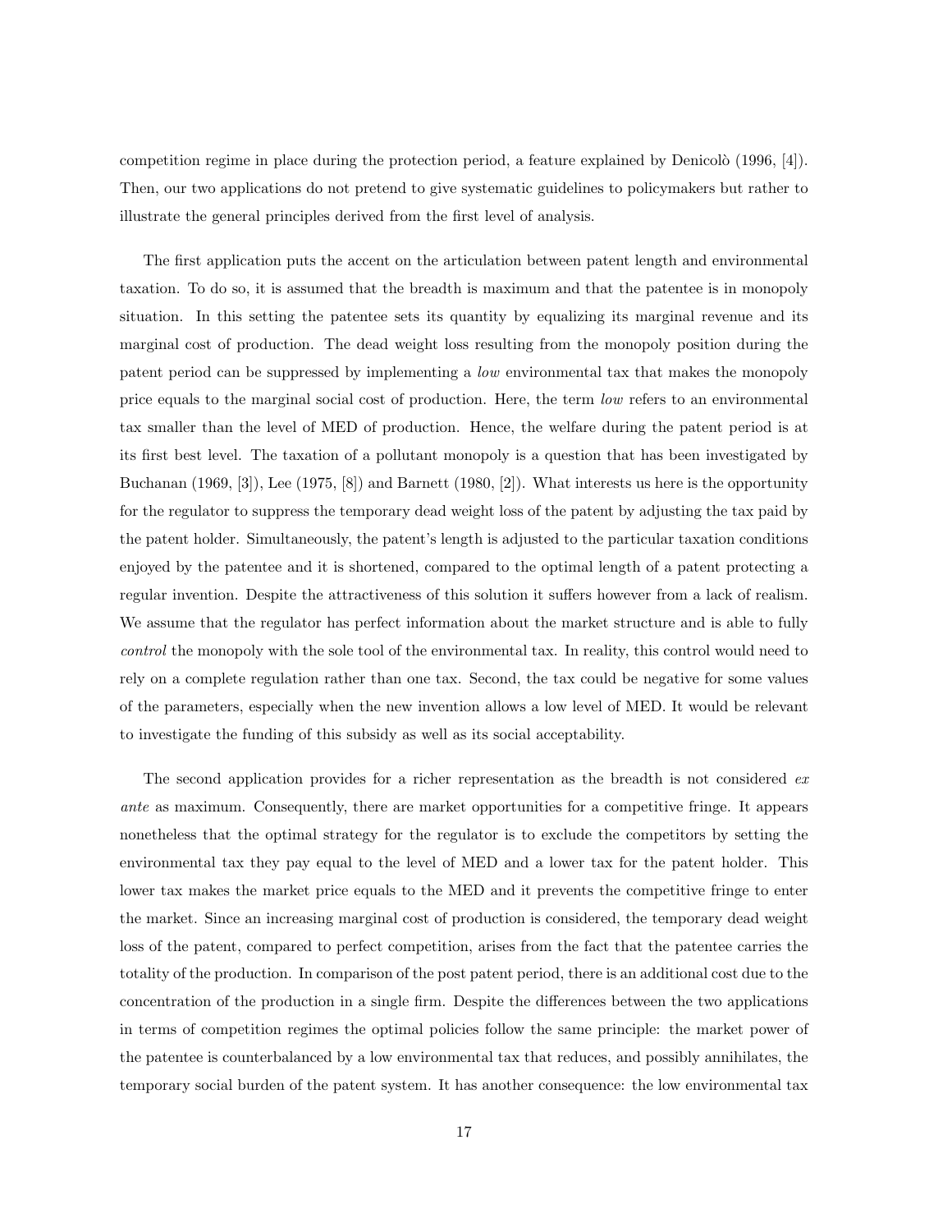competition regime in place during the protection period, a feature explained by Denicolò (1996, [4]). Then, our two applications do not pretend to give systematic guidelines to policymakers but rather to illustrate the general principles derived from the first level of analysis.

The first application puts the accent on the articulation between patent length and environmental taxation. To do so, it is assumed that the breadth is maximum and that the patentee is in monopoly situation. In this setting the patentee sets its quantity by equalizing its marginal revenue and its marginal cost of production. The dead weight loss resulting from the monopoly position during the patent period can be suppressed by implementing a *low* environmental tax that makes the monopoly price equals to the marginal social cost of production. Here, the term *low* refers to an environmental tax smaller than the level of MED of production. Hence, the welfare during the patent period is at its first best level. The taxation of a pollutant monopoly is a question that has been investigated by Buchanan (1969, [3]), Lee (1975, [8]) and Barnett (1980, [2]). What interests us here is the opportunity for the regulator to suppress the temporary dead weight loss of the patent by adjusting the tax paid by the patent holder. Simultaneously, the patent's length is adjusted to the particular taxation conditions enjoyed by the patentee and it is shortened, compared to the optimal length of a patent protecting a regular invention. Despite the attractiveness of this solution it suffers however from a lack of realism. We assume that the regulator has perfect information about the market structure and is able to fully *control* the monopoly with the sole tool of the environmental tax. In reality, this control would need to rely on a complete regulation rather than one tax. Second, the tax could be negative for some values of the parameters, especially when the new invention allows a low level of MED. It would be relevant to investigate the funding of this subsidy as well as its social acceptability.

The second application provides for a richer representation as the breadth is not considered *ex ante* as maximum. Consequently, there are market opportunities for a competitive fringe. It appears nonetheless that the optimal strategy for the regulator is to exclude the competitors by setting the environmental tax they pay equal to the level of MED and a lower tax for the patent holder. This lower tax makes the market price equals to the MED and it prevents the competitive fringe to enter the market. Since an increasing marginal cost of production is considered, the temporary dead weight loss of the patent, compared to perfect competition, arises from the fact that the patentee carries the totality of the production. In comparison of the post patent period, there is an additional cost due to the concentration of the production in a single firm. Despite the differences between the two applications in terms of competition regimes the optimal policies follow the same principle: the market power of the patentee is counterbalanced by a low environmental tax that reduces, and possibly annihilates, the temporary social burden of the patent system. It has another consequence: the low environmental tax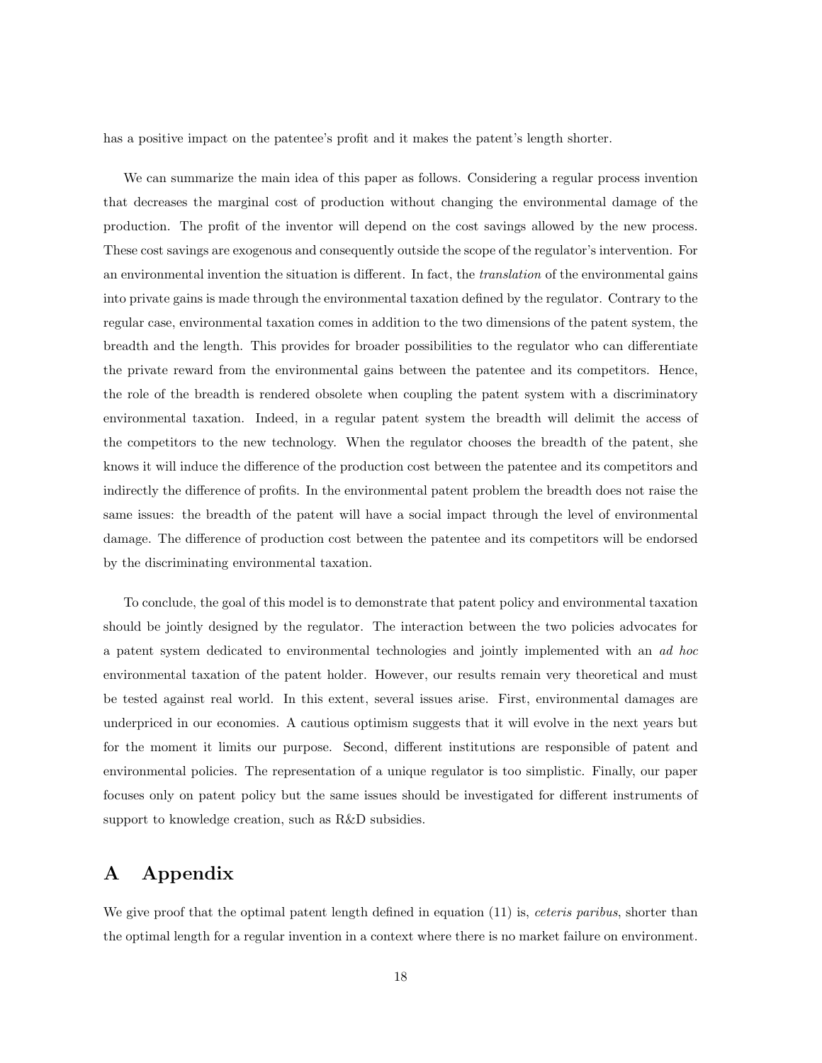has a positive impact on the patentee's profit and it makes the patent's length shorter.

We can summarize the main idea of this paper as follows. Considering a regular process invention that decreases the marginal cost of production without changing the environmental damage of the production. The profit of the inventor will depend on the cost savings allowed by the new process. These cost savings are exogenous and consequently outside the scope of the regulator's intervention. For an environmental invention the situation is different. In fact, the *translation* of the environmental gains into private gains is made through the environmental taxation defined by the regulator. Contrary to the regular case, environmental taxation comes in addition to the two dimensions of the patent system, the breadth and the length. This provides for broader possibilities to the regulator who can differentiate the private reward from the environmental gains between the patentee and its competitors. Hence, the role of the breadth is rendered obsolete when coupling the patent system with a discriminatory environmental taxation. Indeed, in a regular patent system the breadth will delimit the access of the competitors to the new technology. When the regulator chooses the breadth of the patent, she knows it will induce the difference of the production cost between the patentee and its competitors and indirectly the difference of profits. In the environmental patent problem the breadth does not raise the same issues: the breadth of the patent will have a social impact through the level of environmental damage. The difference of production cost between the patentee and its competitors will be endorsed by the discriminating environmental taxation.

To conclude, the goal of this model is to demonstrate that patent policy and environmental taxation should be jointly designed by the regulator. The interaction between the two policies advocates for a patent system dedicated to environmental technologies and jointly implemented with an *ad hoc* environmental taxation of the patent holder. However, our results remain very theoretical and must be tested against real world. In this extent, several issues arise. First, environmental damages are underpriced in our economies. A cautious optimism suggests that it will evolve in the next years but for the moment it limits our purpose. Second, different institutions are responsible of patent and environmental policies. The representation of a unique regulator is too simplistic. Finally, our paper focuses only on patent policy but the same issues should be investigated for different instruments of support to knowledge creation, such as R&D subsidies.

# A Appendix

We give proof that the optimal patent length defined in equation (11) is, *ceteris paribus*, shorter than the optimal length for a regular invention in a context where there is no market failure on environment.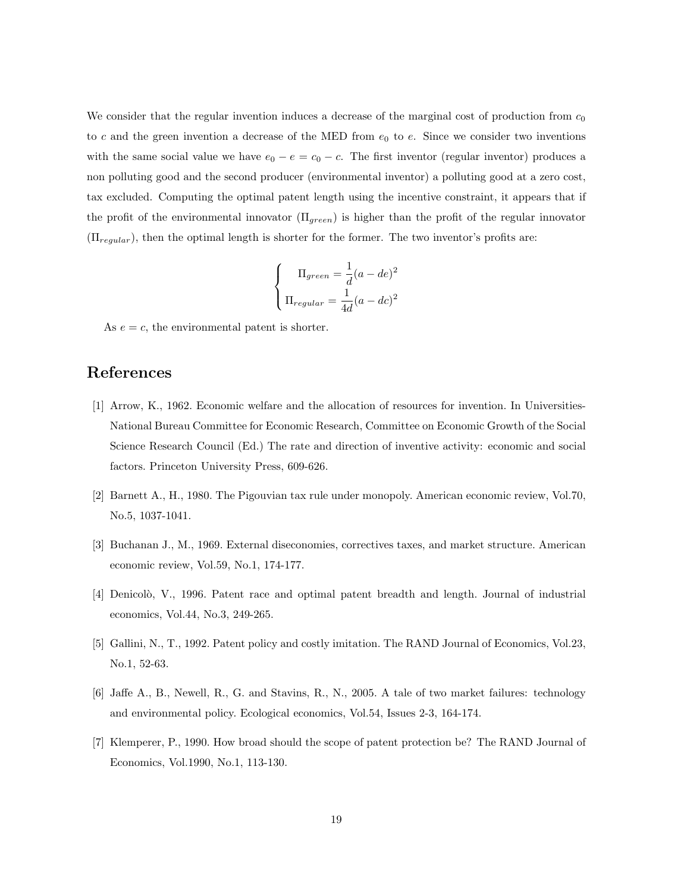We consider that the regular invention induces a decrease of the marginal cost of production from $c_0$ to $c$ and the green invention a decrease of the MED from $e_0$ to $e$. Since we consider two inventions with the same social value we have $e_0 - e = c_0 - c$. The first inventor (regular inventor) produces a non polluting good and the second producer (environmental inventor) a polluting good at a zero cost, tax excluded. Computing the optimal patent length using the incentive constraint, it appears that if the profit of the environmental innovator ($\Pi_{green}$) is higher than the profit of the regular innovator ($\Pi_{regular}$), then the optimal length is shorter for the former. The two inventor's profits are:

$$\begin{cases} \Pi_{green} = \dfrac{1}{d}(a - de)^2 \\ \Pi_{regular} = \dfrac{1}{4d}(a - dc)^2 \end{cases}$$

As $e = c$, the environmental patent is shorter.

## References

[1] Arrow, K., 1962. Economic welfare and the allocation of resources for invention. In Universities-National Bureau Committee for Economic Research, Committee on Economic Growth of the Social Science Research Council (Ed.) The rate and direction of inventive activity: economic and social factors. Princeton University Press, 609-626.

[2] Barnett A., H., 1980. The Pigouvian tax rule under monopoly. American economic review, Vol.70, No.5, 1037-1041.

[3] Buchanan J., M., 1969. External diseconomies, correctives taxes, and market structure. American economic review, Vol.59, No.1, 174-177.

[4] Denicolò, V., 1996. Patent race and optimal patent breadth and length. Journal of industrial economics, Vol.44, No.3, 249-265.

[5] Gallini, N., T., 1992. Patent policy and costly imitation. The RAND Journal of Economics, Vol.23, No.1, 52-63.

[6] Jaffe A., B., Newell, R., G. and Stavins, R., N., 2005. A tale of two market failures: technology and environmental policy. Ecological economics, Vol.54, Issues 2-3, 164-174.

[7] Klemperer, P., 1990. How broad should the scope of patent protection be? The RAND Journal of Economics, Vol.1990, No.1, 113-130.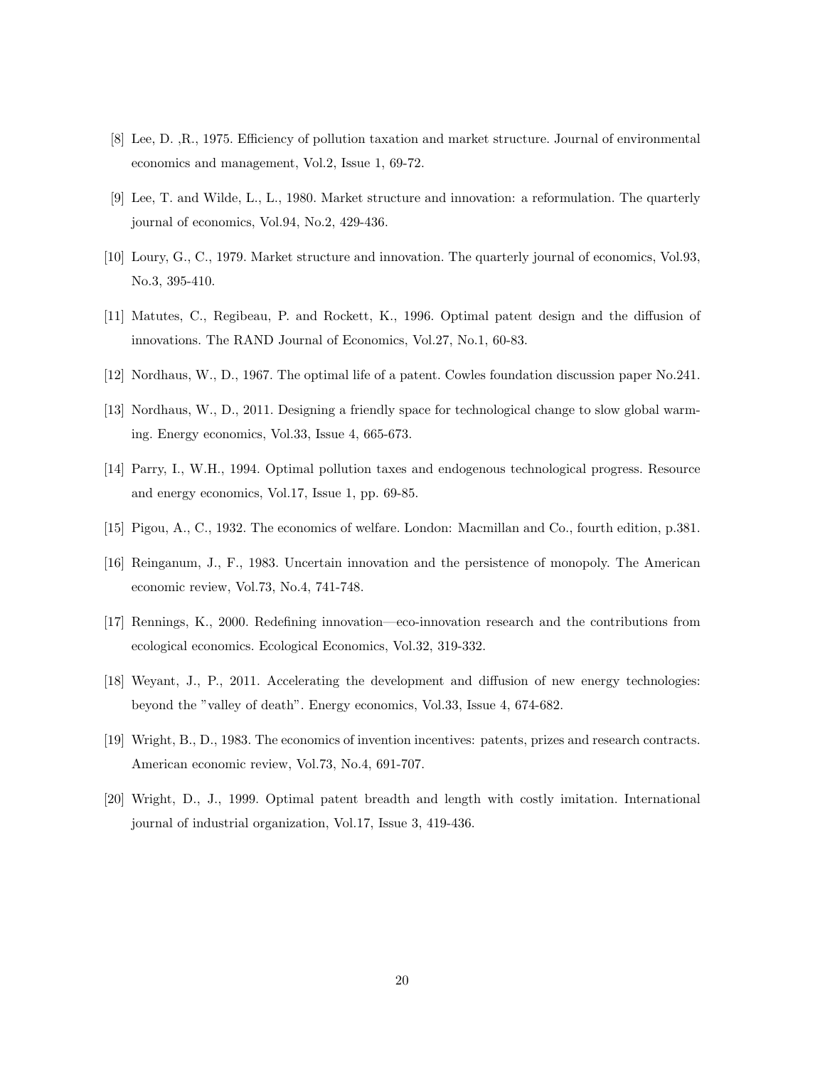[8] Lee, D. ,R., 1975. Efficiency of pollution taxation and market structure. Journal of environmental economics and management, Vol.2, Issue 1, 69-72.

[9] Lee, T. and Wilde, L., L., 1980. Market structure and innovation: a reformulation. The quarterly journal of economics, Vol.94, No.2, 429-436.

[10] Loury, G., C., 1979. Market structure and innovation. The quarterly journal of economics, Vol.93, No.3, 395-410.

[11] Matutes, C., Regibeau, P. and Rockett, K., 1996. Optimal patent design and the diffusion of innovations. The RAND Journal of Economics, Vol.27, No.1, 60-83.

[12] Nordhaus, W., D., 1967. The optimal life of a patent. Cowles foundation discussion paper No.241.

[13] Nordhaus, W., D., 2011. Designing a friendly space for technological change to slow global warming. Energy economics, Vol.33, Issue 4, 665-673.

[14] Parry, I., W.H., 1994. Optimal pollution taxes and endogenous technological progress. Resource and energy economics, Vol.17, Issue 1, pp. 69-85.

[15] Pigou, A., C., 1932. The economics of welfare. London: Macmillan and Co., fourth edition, p.381.

[16] Reinganum, J., F., 1983. Uncertain innovation and the persistence of monopoly. The American economic review, Vol.73, No.4, 741-748.

[17] Rennings, K., 2000. Redefining innovation—eco-innovation research and the contributions from ecological economics. Ecological Economics, Vol.32, 319-332.

[18] Weyant, J., P., 2011. Accelerating the development and diffusion of new energy technologies: beyond the "valley of death". Energy economics, Vol.33, Issue 4, 674-682.

[19] Wright, B., D., 1983. The economics of invention incentives: patents, prizes and research contracts. American economic review, Vol.73, No.4, 691-707.

[20] Wright, D., J., 1999. Optimal patent breadth and length with costly imitation. International journal of industrial organization, Vol.17, Issue 3, 419-436.